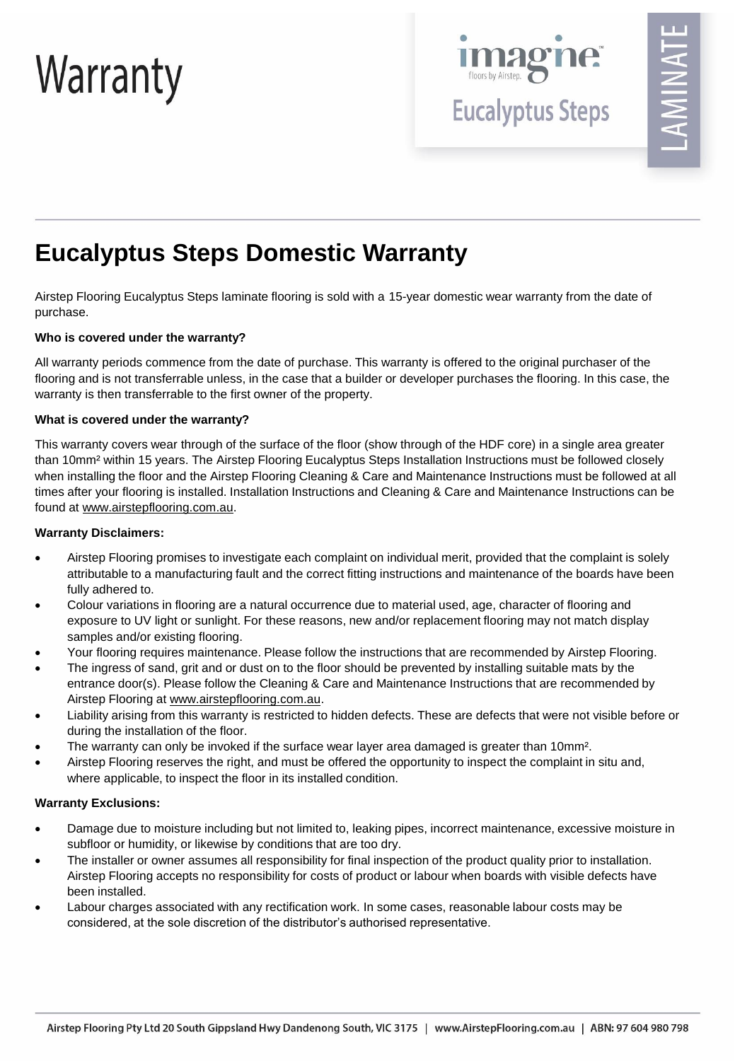# Warranty

imagine™ floors by Airstep.

Eucalyptus Steps

LAMINATE

## Eucalyptus Steps Domestic Warranty

Airstep Flooring Eucalyptus Steps laminate flooring is sold with a 15-year domestic wear warranty from the date of purchase.

**Who is covered under the warranty?**

All warranty periods commence from the date of purchase. This warranty is offered to the original purchaser of the flooring and is not transferrable unless, in the case that a builder or developer purchases the flooring. In this case, the warranty is then transferrable to the first owner of the property.

**What is covered under the warranty?**

This warranty covers wear through of the surface of the floor (show through of the HDF core) in a single area greater than 10mm² within 15 years. The Airstep Flooring Eucalyptus Steps Installation Instructions must be followed closely when installing the floor and the Airstep Flooring Cleaning & Care and Maintenance Instructions must be followed at all times after your flooring is installed. Installation Instructions and Cleaning & Care and Maintenance Instructions can be found at www.airstepflooring.com.au.

**Warranty Disclaimers:**

- Airstep Flooring promises to investigate each complaint on individual merit, provided that the complaint is solely attributable to a manufacturing fault and the correct fitting instructions and maintenance of the boards have been fully adhered to.
- Colour variations in flooring are a natural occurrence due to material used, age, character of flooring and exposure to UV light or sunlight. For these reasons, new and/or replacement flooring may not match display samples and/or existing flooring.
- Your flooring requires maintenance. Please follow the instructions that are recommended by Airstep Flooring.
- The ingress of sand, grit and or dust on to the floor should be prevented by installing suitable mats by the entrance door(s). Please follow the Cleaning & Care and Maintenance Instructions that are recommended by Airstep Flooring at www.airstepflooring.com.au.
- Liability arising from this warranty is restricted to hidden defects. These are defects that were not visible before or during the installation of the floor.
- The warranty can only be invoked if the surface wear layer area damaged is greater than 10mm².
- Airstep Flooring reserves the right, and must be offered the opportunity to inspect the complaint in situ and, where applicable, to inspect the floor in its installed condition.

**Warranty Exclusions:**

- Damage due to moisture including but not limited to, leaking pipes, incorrect maintenance, excessive moisture in subfloor or humidity, or likewise by conditions that are too dry.
- The installer or owner assumes all responsibility for final inspection of the product quality prior to installation. Airstep Flooring accepts no responsibility for costs of product or labour when boards with visible defects have been installed.
- Labour charges associated with any rectification work. In some cases, reasonable labour costs may be considered, at the sole discretion of the distributor's authorised representative.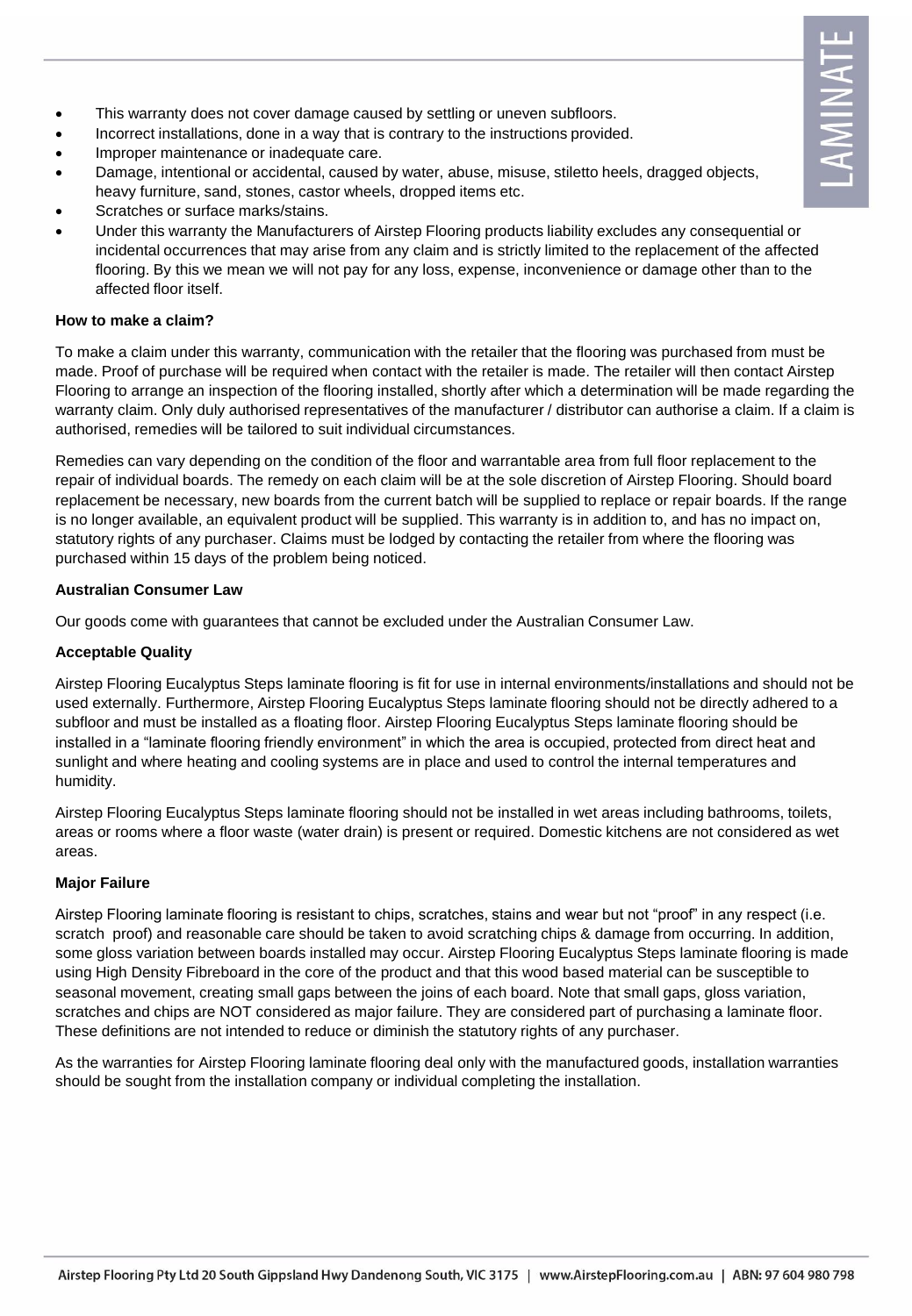- This warranty does not cover damage caused by settling or uneven subfloors.
- Incorrect installations, done in a way that is contrary to the instructions provided.
- Improper maintenance or inadequate care.
- Damage, intentional or accidental, caused by water, abuse, misuse, stiletto heels, dragged objects, heavy furniture, sand, stones, castor wheels, dropped items etc.
- Scratches or surface marks/stains.
- Under this warranty the Manufacturers of Airstep Flooring products liability excludes any consequential or incidental occurrences that may arise from any claim and is strictly limited to the replacement of the affected flooring. By this we mean we will not pay for any loss, expense, inconvenience or damage other than to the affected floor itself.

**How to make a claim?**

To make a claim under this warranty, communication with the retailer that the flooring was purchased from must be made. Proof of purchase will be required when contact with the retailer is made. The retailer will then contact Airstep Flooring to arrange an inspection of the flooring installed, shortly after which a determination will be made regarding the warranty claim. Only duly authorised representatives of the manufacturer / distributor can authorise a claim. If a claim is authorised, remedies will be tailored to suit individual circumstances.

Remedies can vary depending on the condition of the floor and warrantable area from full floor replacement to the repair of individual boards. The remedy on each claim will be at the sole discretion of Airstep Flooring. Should board replacement be necessary, new boards from the current batch will be supplied to replace or repair boards. If the range is no longer available, an equivalent product will be supplied. This warranty is in addition to, and has no impact on, statutory rights of any purchaser. Claims must be lodged by contacting the retailer from where the flooring was purchased within 15 days of the problem being noticed.

**Australian Consumer Law**

Our goods come with guarantees that cannot be excluded under the Australian Consumer Law.

**Acceptable Quality**

Airstep Flooring Eucalyptus Steps laminate flooring is fit for use in internal environments/installations and should not be used externally. Furthermore, Airstep Flooring Eucalyptus Steps laminate flooring should not be directly adhered to a subfloor and must be installed as a floating floor. Airstep Flooring Eucalyptus Steps laminate flooring should be installed in a "laminate flooring friendly environment" in which the area is occupied, protected from direct heat and sunlight and where heating and cooling systems are in place and used to control the internal temperatures and humidity.

Airstep Flooring Eucalyptus Steps laminate flooring should not be installed in wet areas including bathrooms, toilets, areas or rooms where a floor waste (water drain) is present or required. Domestic kitchens are not considered as wet areas.

**Major Failure**

Airstep Flooring laminate flooring is resistant to chips, scratches, stains and wear but not "proof" in any respect (i.e. scratch proof) and reasonable care should be taken to avoid scratching chips & damage from occurring. In addition, some gloss variation between boards installed may occur. Airstep Flooring Eucalyptus Steps laminate flooring is made using High Density Fibreboard in the core of the product and that this wood based material can be susceptible to seasonal movement, creating small gaps between the joins of each board. Note that small gaps, gloss variation, scratches and chips are NOT considered as major failure. They are considered part of purchasing a laminate floor. These definitions are not intended to reduce or diminish the statutory rights of any purchaser.

As the warranties for Airstep Flooring laminate flooring deal only with the manufactured goods, installation warranties should be sought from the installation company or individual completing the installation.